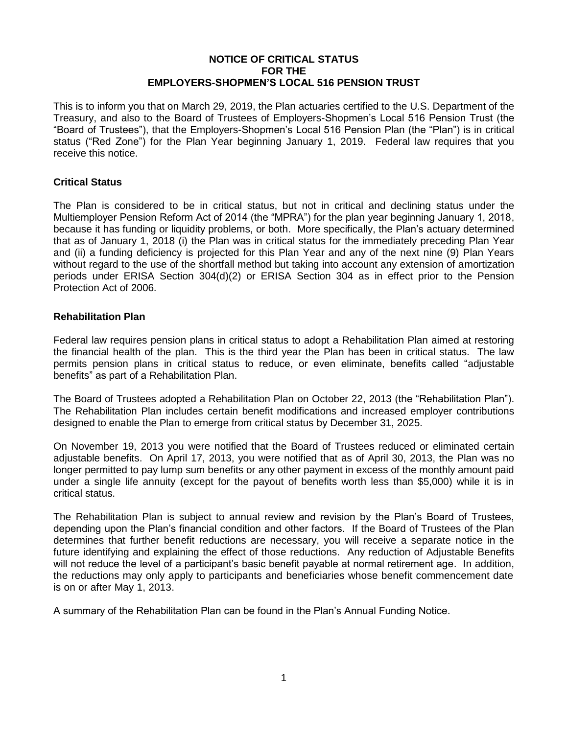**NOTICE OF CRITICAL STATUS**
**FOR THE**
**EMPLOYERS-SHOPMEN'S LOCAL 516 PENSION TRUST**

This is to inform you that on March 29, 2019, the Plan actuaries certified to the U.S. Department of the Treasury, and also to the Board of Trustees of Employers-Shopmen's Local 516 Pension Trust (the "Board of Trustees"), that the Employers-Shopmen's Local 516 Pension Plan (the "Plan") is in critical status ("Red Zone") for the Plan Year beginning January 1, 2019. Federal law requires that you receive this notice.

## Critical Status

The Plan is considered to be in critical status, but not in critical and declining status under the Multiemployer Pension Reform Act of 2014 (the "MPRA") for the plan year beginning January 1, 2018, because it has funding or liquidity problems, or both. More specifically, the Plan's actuary determined that as of January 1, 2018 (i) the Plan was in critical status for the immediately preceding Plan Year and (ii) a funding deficiency is projected for this Plan Year and any of the next nine (9) Plan Years without regard to the use of the shortfall method but taking into account any extension of amortization periods under ERISA Section 304(d)(2) or ERISA Section 304 as in effect prior to the Pension Protection Act of 2006.

## Rehabilitation Plan

Federal law requires pension plans in critical status to adopt a Rehabilitation Plan aimed at restoring the financial health of the plan. This is the third year the Plan has been in critical status. The law permits pension plans in critical status to reduce, or even eliminate, benefits called "adjustable benefits" as part of a Rehabilitation Plan.

The Board of Trustees adopted a Rehabilitation Plan on October 22, 2013 (the "Rehabilitation Plan"). The Rehabilitation Plan includes certain benefit modifications and increased employer contributions designed to enable the Plan to emerge from critical status by December 31, 2025.

On November 19, 2013 you were notified that the Board of Trustees reduced or eliminated certain adjustable benefits. On April 17, 2013, you were notified that as of April 30, 2013, the Plan was no longer permitted to pay lump sum benefits or any other payment in excess of the monthly amount paid under a single life annuity (except for the payout of benefits worth less than $5,000) while it is in critical status.

The Rehabilitation Plan is subject to annual review and revision by the Plan's Board of Trustees, depending upon the Plan's financial condition and other factors. If the Board of Trustees of the Plan determines that further benefit reductions are necessary, you will receive a separate notice in the future identifying and explaining the effect of those reductions. Any reduction of Adjustable Benefits will not reduce the level of a participant's basic benefit payable at normal retirement age. In addition, the reductions may only apply to participants and beneficiaries whose benefit commencement date is on or after May 1, 2013.

A summary of the Rehabilitation Plan can be found in the Plan's Annual Funding Notice.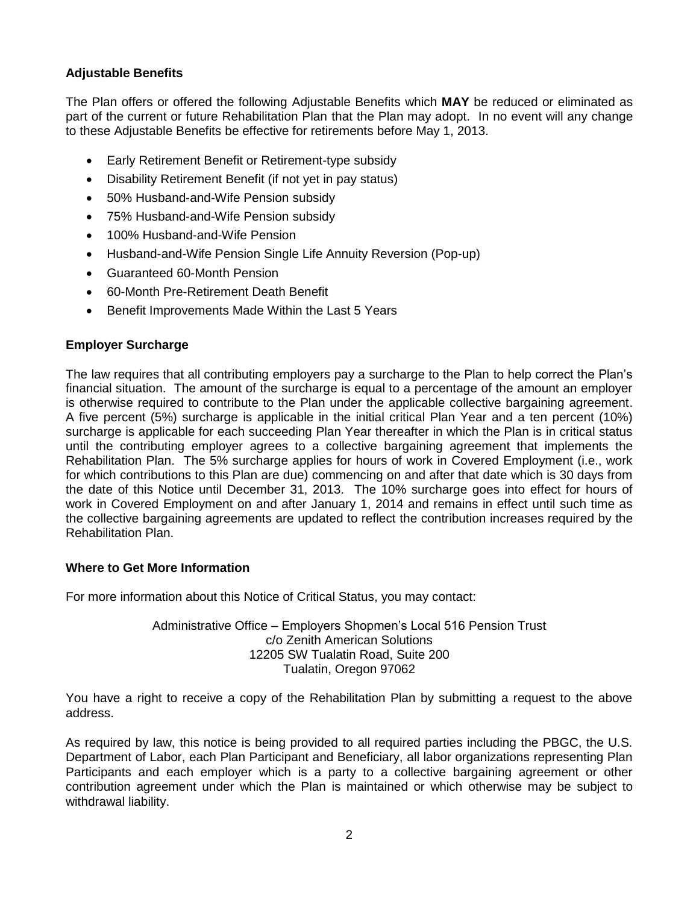## Adjustable Benefits

The Plan offers or offered the following Adjustable Benefits which **MAY** be reduced or eliminated as part of the current or future Rehabilitation Plan that the Plan may adopt. In no event will any change to these Adjustable Benefits be effective for retirements before May 1, 2013.

- Early Retirement Benefit or Retirement-type subsidy
- Disability Retirement Benefit (if not yet in pay status)
- 50% Husband-and-Wife Pension subsidy
- 75% Husband-and-Wife Pension subsidy
- 100% Husband-and-Wife Pension
- Husband-and-Wife Pension Single Life Annuity Reversion (Pop-up)
- Guaranteed 60-Month Pension
- 60-Month Pre-Retirement Death Benefit
- Benefit Improvements Made Within the Last 5 Years

## Employer Surcharge

The law requires that all contributing employers pay a surcharge to the Plan to help correct the Plan's financial situation. The amount of the surcharge is equal to a percentage of the amount an employer is otherwise required to contribute to the Plan under the applicable collective bargaining agreement. A five percent (5%) surcharge is applicable in the initial critical Plan Year and a ten percent (10%) surcharge is applicable for each succeeding Plan Year thereafter in which the Plan is in critical status until the contributing employer agrees to a collective bargaining agreement that implements the Rehabilitation Plan. The 5% surcharge applies for hours of work in Covered Employment (i.e., work for which contributions to this Plan are due) commencing on and after that date which is 30 days from the date of this Notice until December 31, 2013. The 10% surcharge goes into effect for hours of work in Covered Employment on and after January 1, 2014 and remains in effect until such time as the collective bargaining agreements are updated to reflect the contribution increases required by the Rehabilitation Plan.

## Where to Get More Information

For more information about this Notice of Critical Status, you may contact:

Administrative Office – Employers Shopmen's Local 516 Pension Trust
c/o Zenith American Solutions
12205 SW Tualatin Road, Suite 200
Tualatin, Oregon 97062

You have a right to receive a copy of the Rehabilitation Plan by submitting a request to the above address.

As required by law, this notice is being provided to all required parties including the PBGC, the U.S. Department of Labor, each Plan Participant and Beneficiary, all labor organizations representing Plan Participants and each employer which is a party to a collective bargaining agreement or other contribution agreement under which the Plan is maintained or which otherwise may be subject to withdrawal liability.